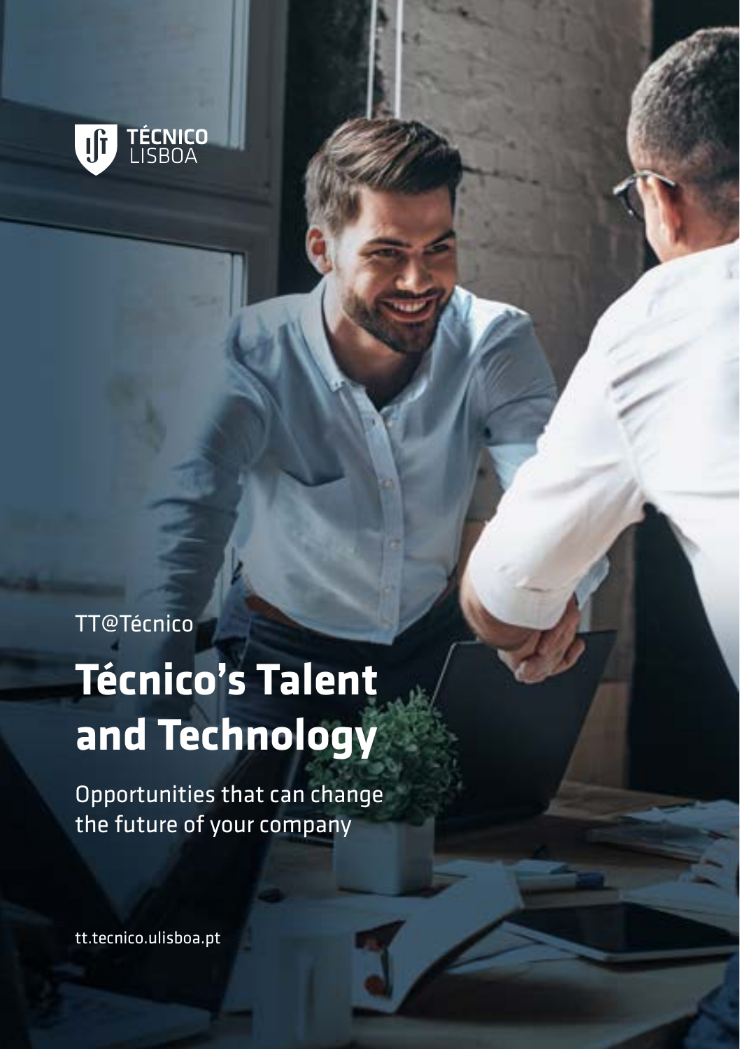TÉCNICO LISBOA

TT@Técnico

# Técnico's Talent and Technology

Opportunities that can change the future of your company

tt.tecnico.ulisboa.pt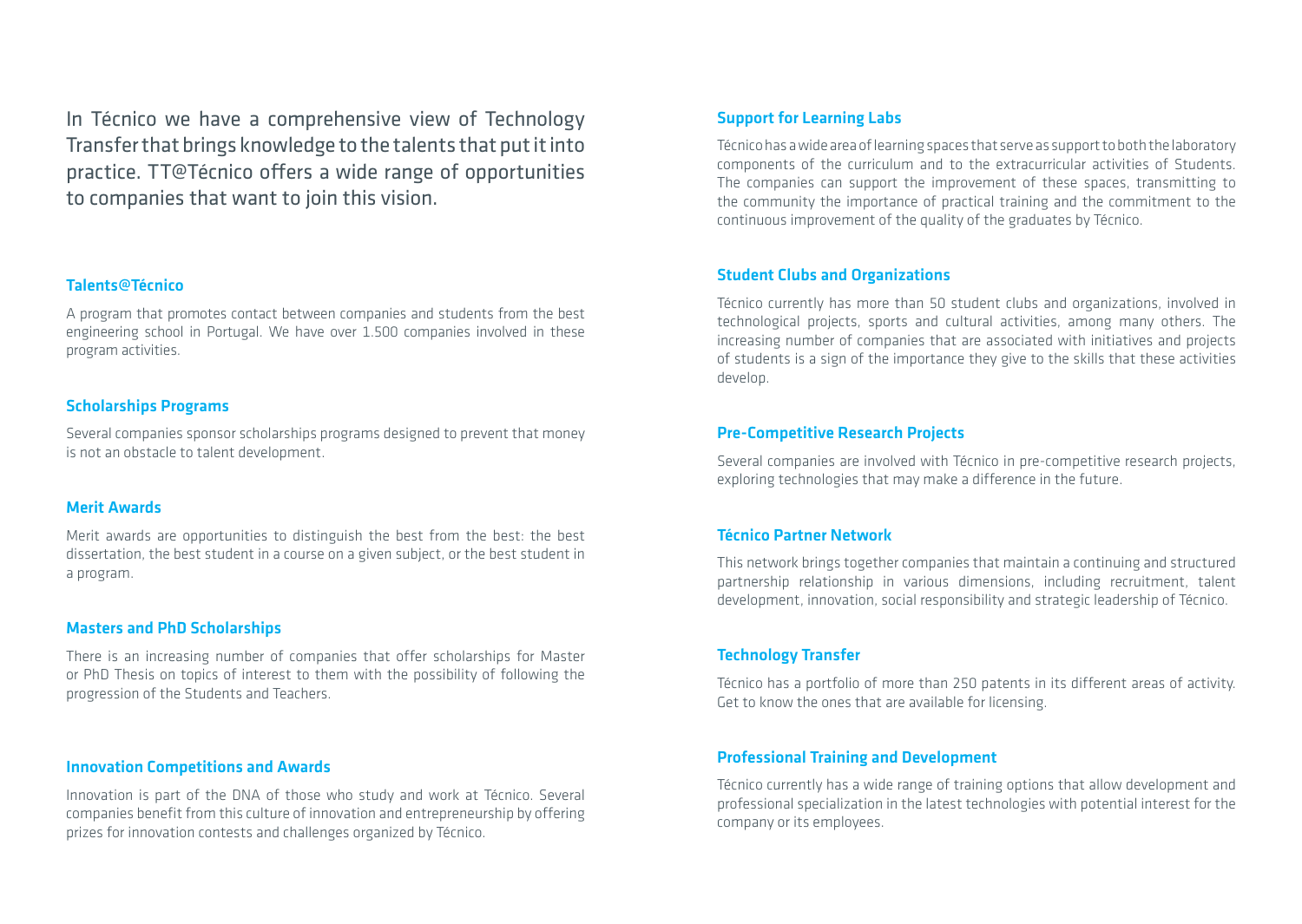In Técnico we have a comprehensive view of Technology Transfer that brings knowledge to the talents that put it into practice. TT@Técnico offers a wide range of opportunities to companies that want to join this vision.

### Talents@Técnico

A program that promotes contact between companies and students from the best engineering school in Portugal. We have over 1.500 companies involved in these program activities.

### Scholarships Programs

Several companies sponsor scholarships programs designed to prevent that money is not an obstacle to talent development.

### Merit Awards

Merit awards are opportunities to distinguish the best from the best: the best dissertation, the best student in a course on a given subject, or the best student in a program.

### Masters and PhD Scholarships

There is an increasing number of companies that offer scholarships for Master or PhD Thesis on topics of interest to them with the possibility of following the progression of the Students and Teachers.

### Innovation Competitions and Awards

Innovation is part of the DNA of those who study and work at Técnico. Several companies benefit from this culture of innovation and entrepreneurship by offering prizes for innovation contests and challenges organized by Técnico.

### Support for Learning Labs

Técnico has a wide area of learning spaces that serve as support to both the laboratory components of the curriculum and to the extracurricular activities of Students. The companies can support the improvement of these spaces, transmitting to the community the importance of practical training and the commitment to the continuous improvement of the quality of the graduates by Técnico.

### Student Clubs and Organizations

Técnico currently has more than 50 student clubs and organizations, involved in technological projects, sports and cultural activities, among many others. The increasing number of companies that are associated with initiatives and projects of students is a sign of the importance they give to the skills that these activities develop.

### Pre-Competitive Research Projects

Several companies are involved with Técnico in pre-competitive research projects, exploring technologies that may make a difference in the future.

### Técnico Partner Network

This network brings together companies that maintain a continuing and structured partnership relationship in various dimensions, including recruitment, talent development, innovation, social responsibility and strategic leadership of Técnico.

### Technology Transfer

Técnico has a portfolio of more than 250 patents in its different areas of activity. Get to know the ones that are available for licensing.

### Professional Training and Development

Técnico currently has a wide range of training options that allow development and professional specialization in the latest technologies with potential interest for the company or its employees.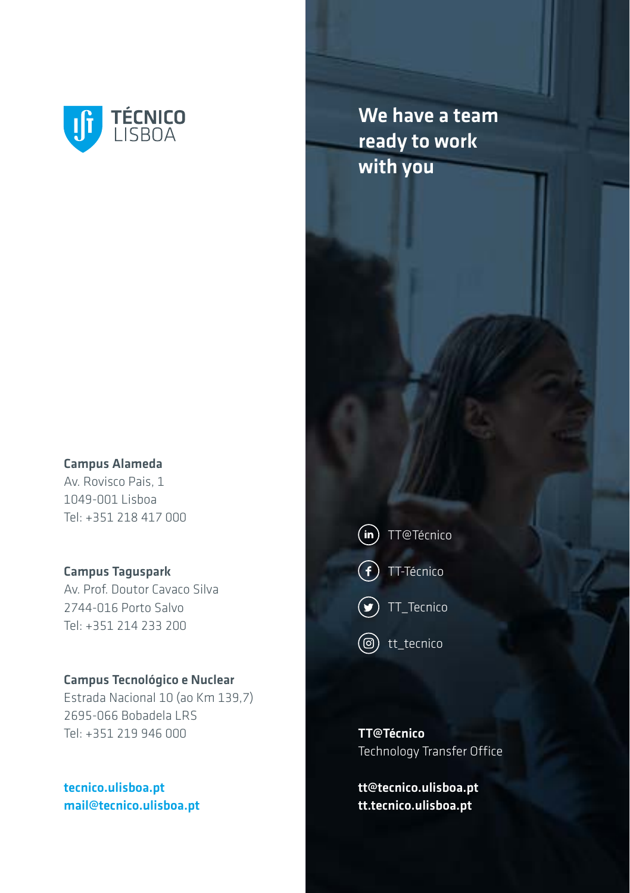TÉCNICO LISBOA

**Campus Alameda**
Av. Rovisco Pais, 1
1049-001 Lisboa
Tel: +351 218 417 000

**Campus Taguspark**
Av. Prof. Doutor Cavaco Silva
2744-016 Porto Salvo
Tel: +351 214 233 200

**Campus Tecnológico e Nuclear**
Estrada Nacional 10 (ao Km 139,7)
2695-066 Bobadela LRS
Tel: +351 219 946 000

**tecnico.ulisboa.pt**
**mail@tecnico.ulisboa.pt**

## We have a team ready to work with you

TT@Técnico

TT-Técnico

TT_Tecnico

tt_tecnico

**TT@Técnico**
Technology Transfer Office

**tt@tecnico.ulisboa.pt**
**tt.tecnico.ulisboa.pt**